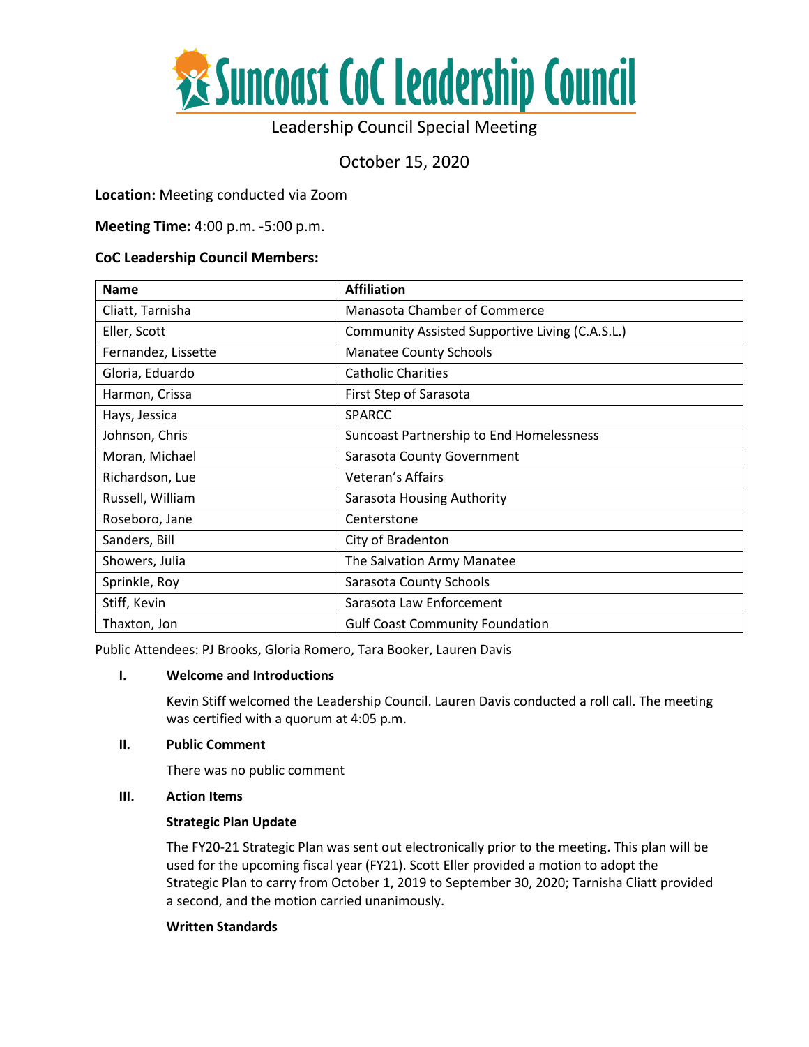# Suncoast CoC Leadership Council

Leadership Council Special Meeting

October 15, 2020

**Location:** Meeting conducted via Zoom

**Meeting Time:** 4:00 p.m. -5:00 p.m.

**CoC Leadership Council Members:**

| Name | Affiliation |
|---|---|
| Cliatt, Tarnisha | Manasota Chamber of Commerce |
| Eller, Scott | Community Assisted Supportive Living (C.A.S.L.) |
| Fernandez, Lissette | Manatee County Schools |
| Gloria, Eduardo | Catholic Charities |
| Harmon, Crissa | First Step of Sarasota |
| Hays, Jessica | SPARCC |
| Johnson, Chris | Suncoast Partnership to End Homelessness |
| Moran, Michael | Sarasota County Government |
| Richardson, Lue | Veteran's Affairs |
| Russell, William | Sarasota Housing Authority |
| Roseboro, Jane | Centerstone |
| Sanders, Bill | City of Bradenton |
| Showers, Julia | The Salvation Army Manatee |
| Sprinkle, Roy | Sarasota County Schools |
| Stiff, Kevin | Sarasota Law Enforcement |
| Thaxton, Jon | Gulf Coast Community Foundation |

Public Attendees: PJ Brooks, Gloria Romero, Tara Booker, Lauren Davis

## I. Welcome and Introductions

Kevin Stiff welcomed the Leadership Council. Lauren Davis conducted a roll call. The meeting was certified with a quorum at 4:05 p.m.

## II. Public Comment

There was no public comment

## III. Action Items

**Strategic Plan Update**

The FY20-21 Strategic Plan was sent out electronically prior to the meeting. This plan will be used for the upcoming fiscal year (FY21). Scott Eller provided a motion to adopt the Strategic Plan to carry from October 1, 2019 to September 30, 2020; Tarnisha Cliatt provided a second, and the motion carried unanimously.

**Written Standards**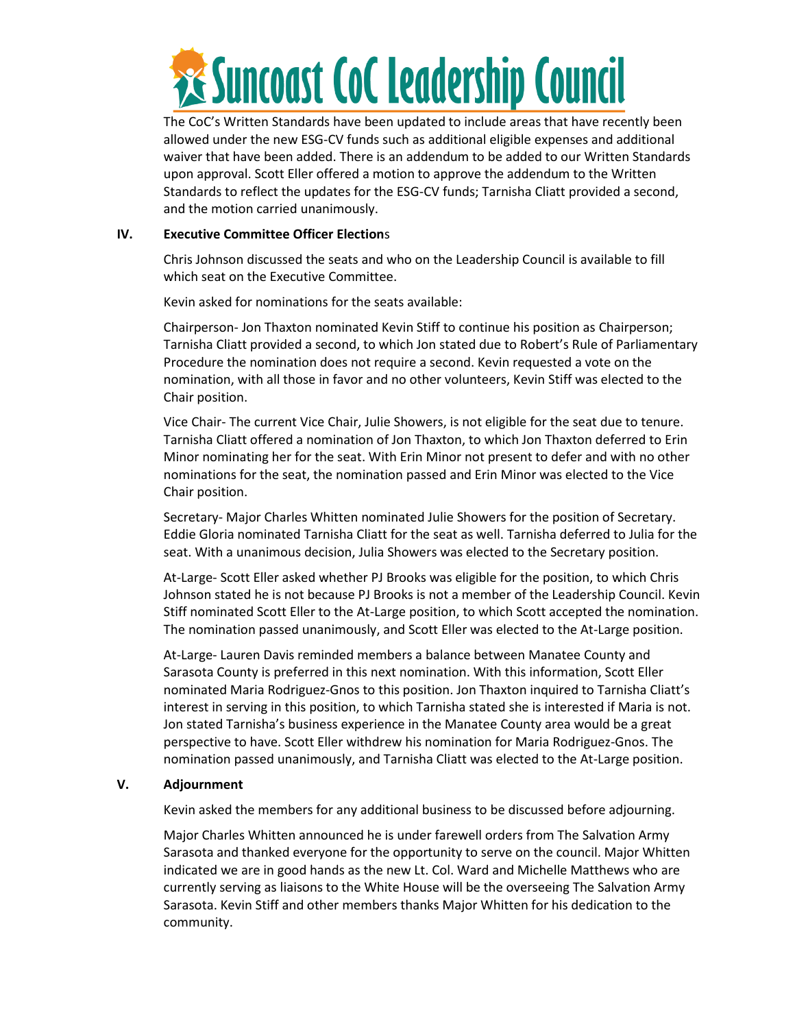The CoC's Written Standards have been updated to include areas that have recently been allowed under the new ESG-CV funds such as additional eligible expenses and additional waiver that have been added. There is an addendum to be added to our Written Standards upon approval. Scott Eller offered a motion to approve the addendum to the Written Standards to reflect the updates for the ESG-CV funds; Tarnisha Cliatt provided a second, and the motion carried unanimously.

**IV. Executive Committee Officer Elections**

Chris Johnson discussed the seats and who on the Leadership Council is available to fill which seat on the Executive Committee.

Kevin asked for nominations for the seats available:

Chairperson- Jon Thaxton nominated Kevin Stiff to continue his position as Chairperson; Tarnisha Cliatt provided a second, to which Jon stated due to Robert's Rule of Parliamentary Procedure the nomination does not require a second. Kevin requested a vote on the nomination, with all those in favor and no other volunteers, Kevin Stiff was elected to the Chair position.

Vice Chair- The current Vice Chair, Julie Showers, is not eligible for the seat due to tenure. Tarnisha Cliatt offered a nomination of Jon Thaxton, to which Jon Thaxton deferred to Erin Minor nominating her for the seat. With Erin Minor not present to defer and with no other nominations for the seat, the nomination passed and Erin Minor was elected to the Vice Chair position.

Secretary- Major Charles Whitten nominated Julie Showers for the position of Secretary. Eddie Gloria nominated Tarnisha Cliatt for the seat as well. Tarnisha deferred to Julia for the seat. With a unanimous decision, Julia Showers was elected to the Secretary position.

At-Large- Scott Eller asked whether PJ Brooks was eligible for the position, to which Chris Johnson stated he is not because PJ Brooks is not a member of the Leadership Council. Kevin Stiff nominated Scott Eller to the At-Large position, to which Scott accepted the nomination. The nomination passed unanimously, and Scott Eller was elected to the At-Large position.

At-Large- Lauren Davis reminded members a balance between Manatee County and Sarasota County is preferred in this next nomination. With this information, Scott Eller nominated Maria Rodriguez-Gnos to this position. Jon Thaxton inquired to Tarnisha Cliatt's interest in serving in this position, to which Tarnisha stated she is interested if Maria is not. Jon stated Tarnisha's business experience in the Manatee County area would be a great perspective to have. Scott Eller withdrew his nomination for Maria Rodriguez-Gnos. The nomination passed unanimously, and Tarnisha Cliatt was elected to the At-Large position.

**V. Adjournment**

Kevin asked the members for any additional business to be discussed before adjourning.

Major Charles Whitten announced he is under farewell orders from The Salvation Army Sarasota and thanked everyone for the opportunity to serve on the council. Major Whitten indicated we are in good hands as the new Lt. Col. Ward and Michelle Matthews who are currently serving as liaisons to the White House will be the overseeing The Salvation Army Sarasota. Kevin Stiff and other members thanks Major Whitten for his dedication to the community.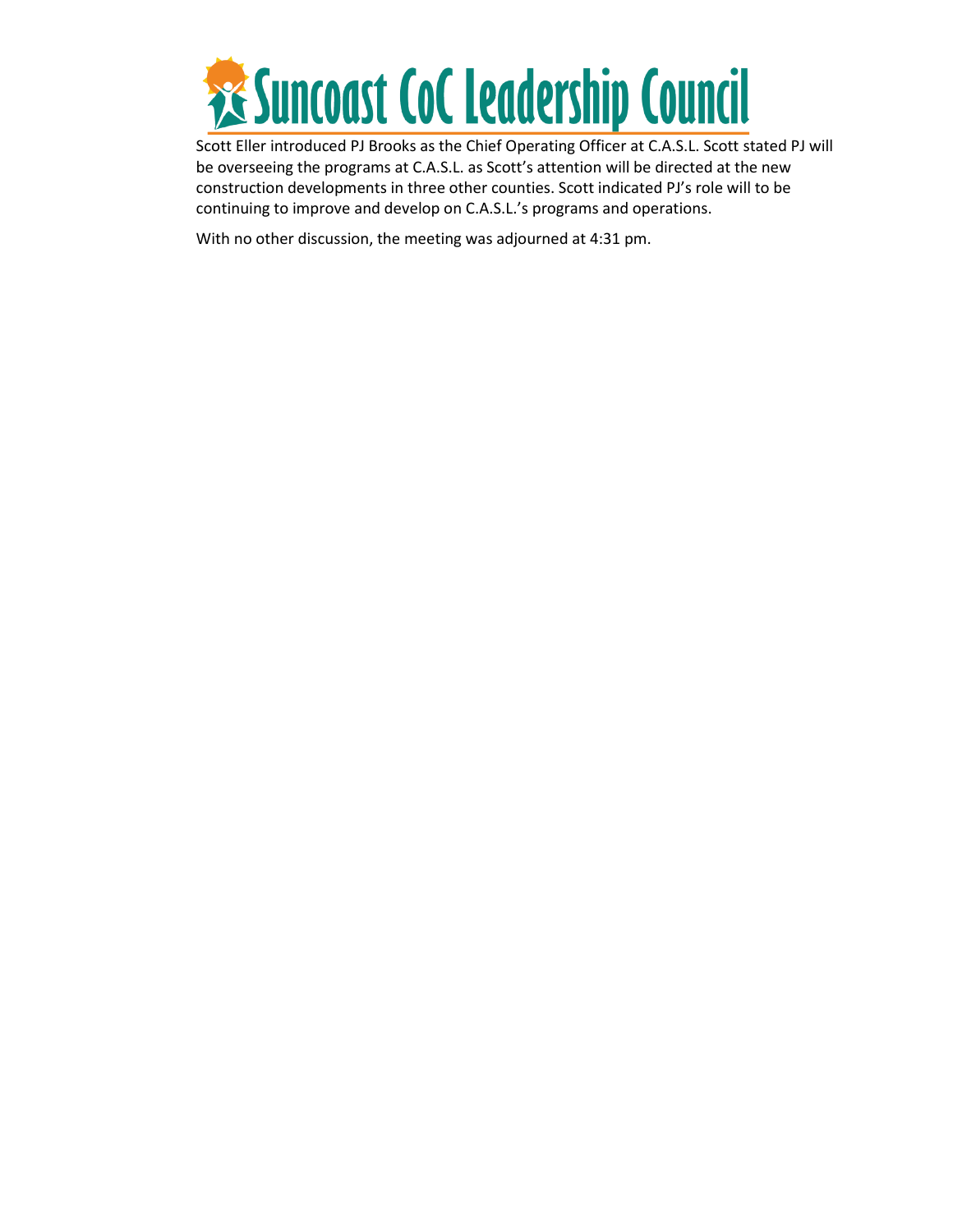Scott Eller introduced PJ Brooks as the Chief Operating Officer at C.A.S.L. Scott stated PJ will be overseeing the programs at C.A.S.L. as Scott's attention will be directed at the new construction developments in three other counties. Scott indicated PJ's role will to be continuing to improve and develop on C.A.S.L.'s programs and operations.

With no other discussion, the meeting was adjourned at 4:31 pm.